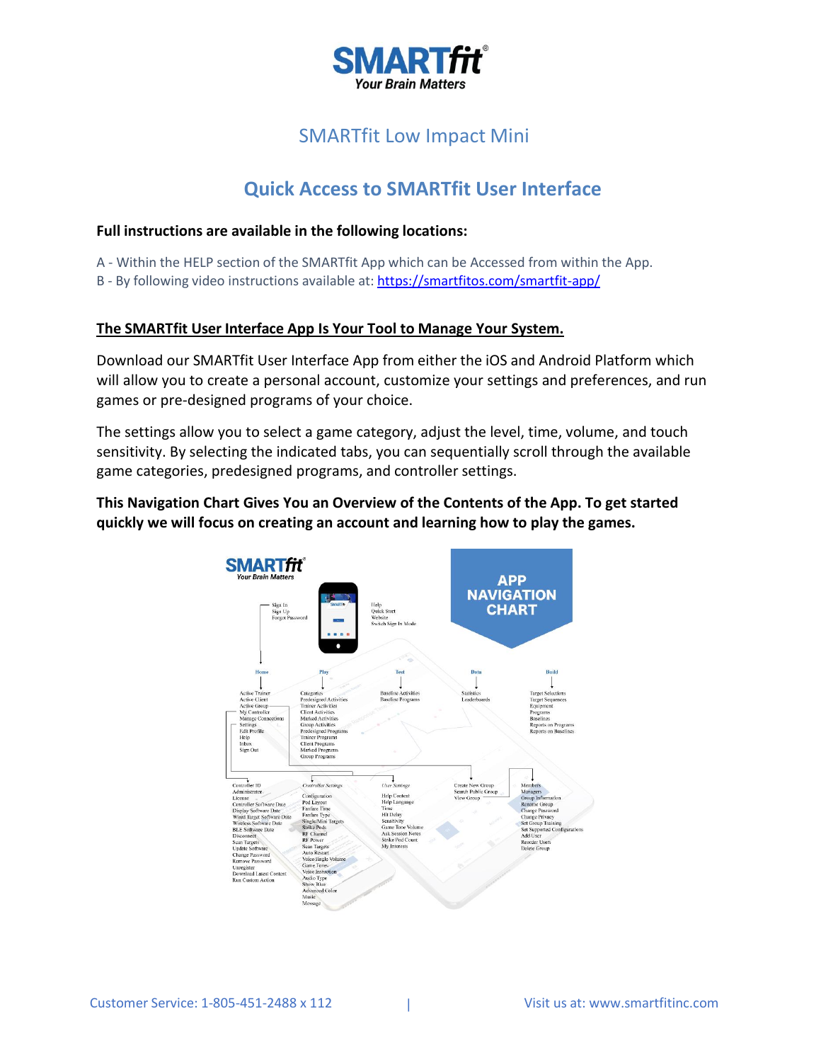# SMARTfit Low Impact Mini

## Quick Access to SMARTfit User Interface

**Full instructions are available in the following locations:**

A - Within the HELP section of the SMARTfit App which can be Accessed from within the App.
B - By following video instructions available at: https://smartfitos.com/smartfit-app/

**The SMARTfit User Interface App Is Your Tool to Manage Your System.**

Download our SMARTfit User Interface App from either the iOS and Android Platform which will allow you to create a personal account, customize your settings and preferences, and run games or pre-designed programs of your choice.

The settings allow you to select a game category, adjust the level, time, volume, and touch sensitivity. By selecting the indicated tabs, you can sequentially scroll through the available game categories, predesigned programs, and controller settings.

**This Navigation Chart Gives You an Overview of the Contents of the App. To get started quickly we will focus on creating an account and learning how to play the games.**

SMARTfit
Your Brain Matters

APP NAVIGATION CHART

Sign In
Sign Up
Forgot Password

Help
Quick Start
Website
Switch Sign In Mode

**Home**
Active Trainer
Active Client
Active Group
My Controller
Manage Connections
Settings
Edit Profile
Help
Inbox
Sign Out

**Play**
Categories
Predesigned Activities
Trainer Activities
Client Activities
Marked Activities
Group Activities
Predesigned Programs
Trainer Programs
Client Programs
Marked Programs
Group Programs

**Test**
Baseline Activities
Baseline Programs

**Data**
Statistics
Leaderboards

**Build**
Target Selections
Target Sequences
Equipment
Programs
Baselines
Reports on Programs
Reports on Baselines

Controller ID
Administrator
License
Controller Software Date
Display Software Date
Wired Target Software Date
Wireless Software Date
BLE Software Date
Disconnect
Scan Targets
Update Software
Change Password
Remove Password
Unregister
Download Latest Content
Run Custom Action

*Controller Settings*
Configuration
Pod Layout
Fanfare Time
Fanfare Type
Single/Mini Targets
Strike Pods
RF Channel
RF Power
Scan Targets
Auto Restart
Voice/Jingle Volume
Game Tones
Voice Instruction
Audio Type
Show Blue
Advanced Color
Music
Message

*User Settings*
Help Content
Help Language
Time
Hit Delay
Sensitivity
Game Tone Volume
Ask Session Notes
Strike Pod Count
My Interests

Create New Group
Search Public Group
View Group

Members
Managers
Group Information
Rename Group
Change Password
Change Privacy
Set Group Training
Set Supported Configurations
Add User
Reorder Users
Delete Group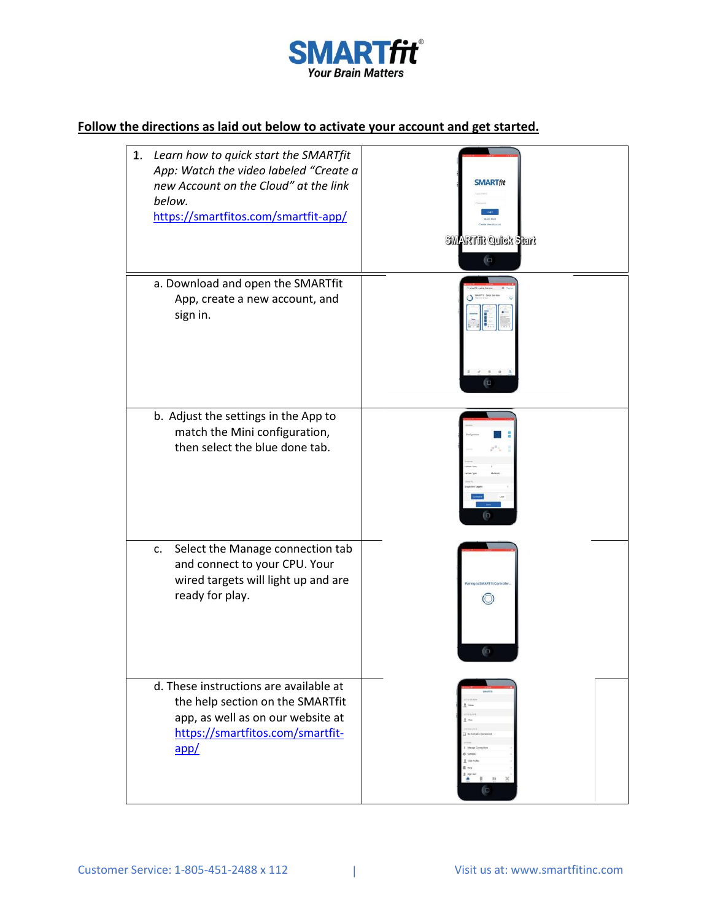# SMARTfit®

**Your Brain Matters**

**Follow the directions as laid out below to activate your account and get started.**

1. *Learn how to quick start the SMARTfit App: Watch the video labeled "Create a new Account on the Cloud" at the link below.* https://smartfitos.com/smartfit-app/

   a. Download and open the SMARTfit App, create a new account, and sign in.

   b. Adjust the settings in the App to match the Mini configuration, then select the blue done tab.

   c. Select the Manage connection tab and connect to your CPU. Your wired targets will light up and are ready for play.

   d. These instructions are available at the help section on the SMARTfit app, as well as on our website at https://smartfitos.com/smartfit-app/

Customer Service: 1-805-451-2488 x 112 | Visit us at: www.smartfitinc.com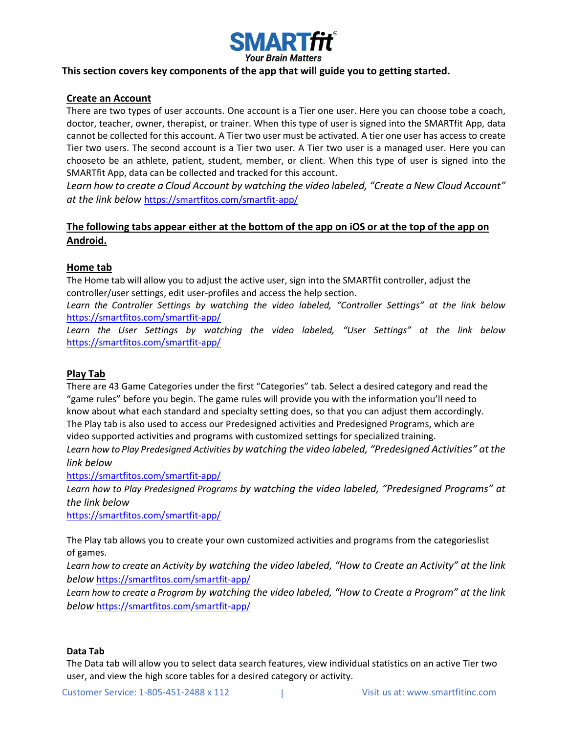**SMARTfit®**
*Your Brain Matters*

**This section covers key components of the app that will guide you to getting started.**

## Create an Account

There are two types of user accounts. One account is a Tier one user. Here you can choose tobe a coach, doctor, teacher, owner, therapist, or trainer. When this type of user is signed into the SMARTfit App, data cannot be collected for this account. A Tier two user must be activated. A tier one user has access to create Tier two users. The second account is a Tier two user. A Tier two user is a managed user. Here you can chooseto be an athlete, patient, student, member, or client. When this type of user is signed into the SMARTfit App, data can be collected and tracked for this account.

*Learn how to create a Cloud Account by watching the video labeled, "Create a New Cloud Account" at the link below* https://smartfitos.com/smartfit-app/

## The following tabs appear either at the bottom of the app on iOS or at the top of the app on Android.

### Home tab

The Home tab will allow you to adjust the active user, sign into the SMARTfit controller, adjust the controller/user settings, edit user-profiles and access the help section.

*Learn the Controller Settings by watching the video labeled, "Controller Settings" at the link below* https://smartfitos.com/smartfit-app/

*Learn the User Settings by watching the video labeled, "User Settings" at the link below* https://smartfitos.com/smartfit-app/

### Play Tab

There are 43 Game Categories under the first "Categories" tab. Select a desired category and read the "game rules" before you begin. The game rules will provide you with the information you'll need to know about what each standard and specialty setting does, so that you can adjust them accordingly. The Play tab is also used to access our Predesigned activities and Predesigned Programs, which are video supported activities and programs with customized settings for specialized training.

*Learn how to Play Predesigned Activities by watching the video labeled, "Predesigned Activities" at the link below*
https://smartfitos.com/smartfit-app/

*Learn how to Play Predesigned Programs by watching the video labeled, "Predesigned Programs" at the link below*
https://smartfitos.com/smartfit-app/

The Play tab allows you to create your own customized activities and programs from the categorieslist of games.

*Learn how to create an Activity by watching the video labeled, "How to Create an Activity" at the link below* https://smartfitos.com/smartfit-app/

*Learn how to create a Program by watching the video labeled, "How to Create a Program" at the link below* https://smartfitos.com/smartfit-app/

### Data Tab

The Data tab will allow you to select data search features, view individual statistics on an active Tier two user, and view the high score tables for a desired category or activity.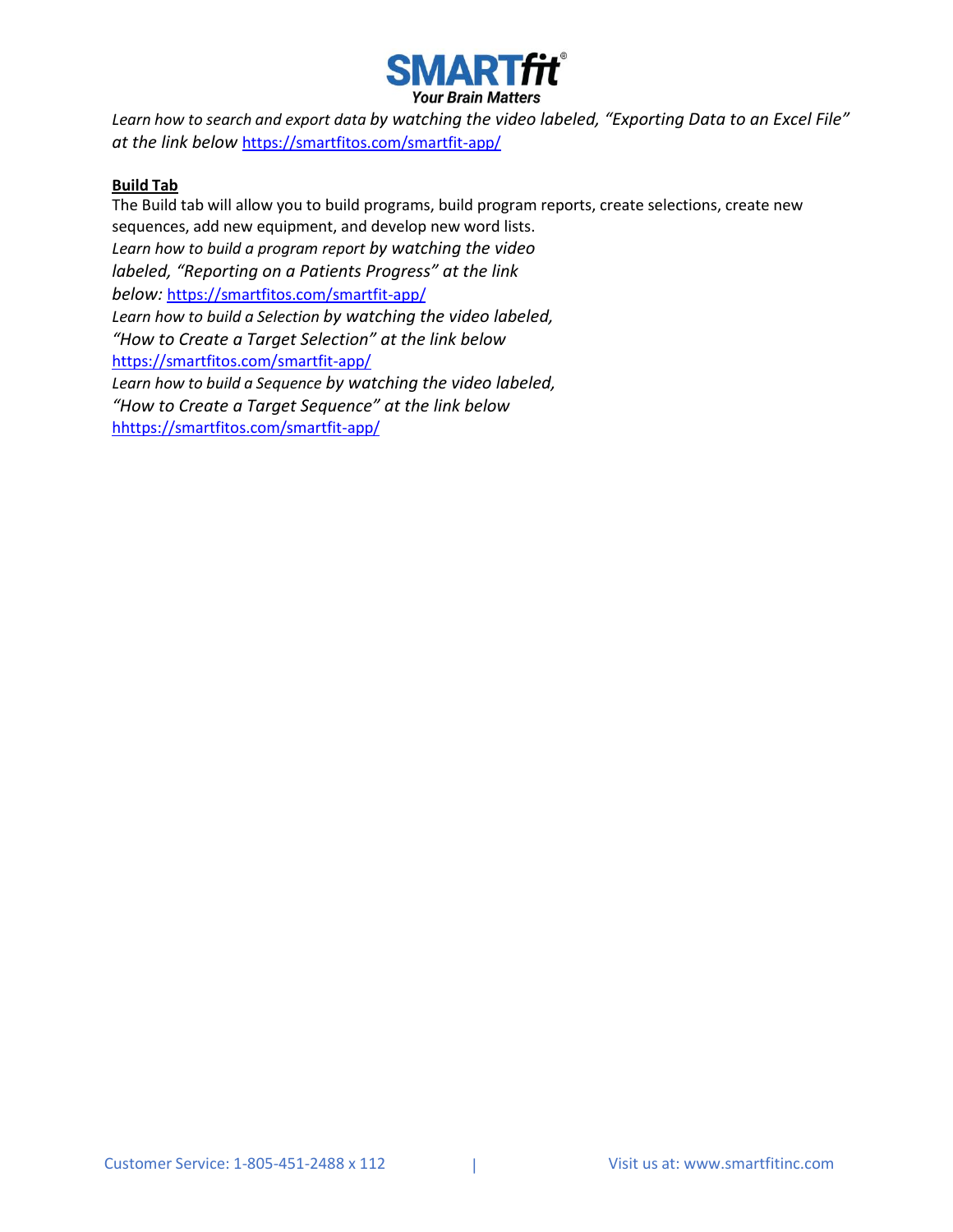*Learn how to search and export data by watching the video labeled, "Exporting Data to an Excel File" at the link below* https://smartfitos.com/smartfit-app/

**Build Tab**

The Build tab will allow you to build programs, build program reports, create selections, create new sequences, add new equipment, and develop new word lists.

*Learn how to build a program report by watching the video labeled, "Reporting on a Patients Progress" at the link below:* https://smartfitos.com/smartfit-app/

*Learn how to build a Selection by watching the video labeled, "How to Create a Target Selection" at the link below* https://smartfitos.com/smartfit-app/

*Learn how to build a Sequence by watching the video labeled, "How to Create a Target Sequence" at the link below* hhttps://smartfitos.com/smartfit-app/